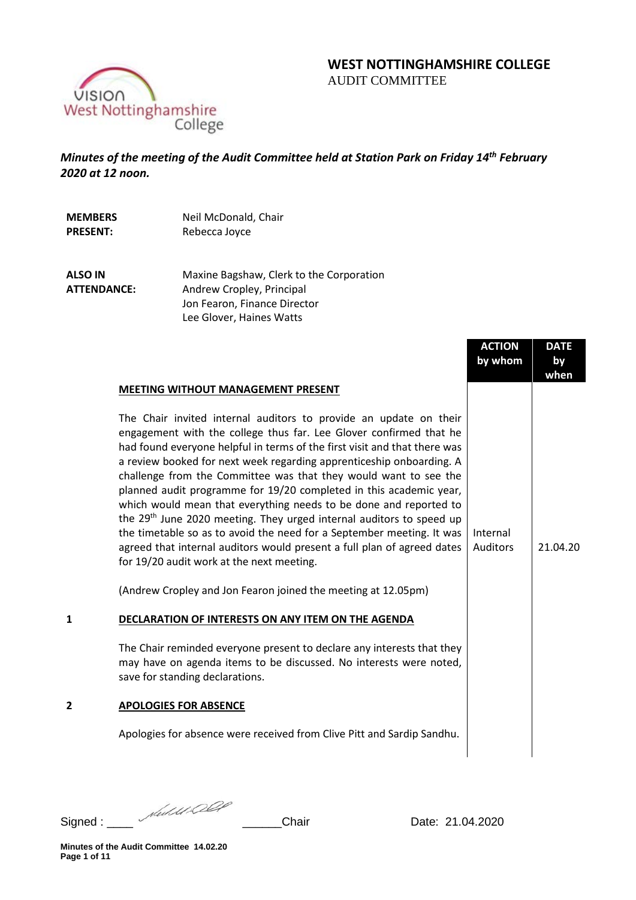# WEST NOTTINGHAMSHIRE COLLEGE
AUDIT COMMITTEE

***Minutes of the meeting of the Audit Committee held at Station Park on Friday 14th February 2020 at 12 noon.***

| | |
|---|---|
| **MEMBERS PRESENT:** | Neil McDonald, Chair<br>Rebecca Joyce |
| **ALSO IN ATTENDANCE:** | Maxine Bagshaw, Clerk to the Corporation<br>Andrew Cropley, Principal<br>Jon Fearon, Finance Director<br>Lee Glover, Haines Watts |

| | | ACTION by whom | DATE by when |
|---|---|---|---|
| | **MEETING WITHOUT MANAGEMENT PRESENT** | | |
| | The Chair invited internal auditors to provide an update on their engagement with the college thus far. Lee Glover confirmed that he had found everyone helpful in terms of the first visit and that there was a review booked for next week regarding apprenticeship onboarding. A challenge from the Committee was that they would want to see the planned audit programme for 19/20 completed in this academic year, which would mean that everything needs to be done and reported to the 29th June 2020 meeting. They urged internal auditors to speed up the timetable so as to avoid the need for a September meeting. It was agreed that internal auditors would present a full plan of agreed dates for 19/20 audit work at the next meeting. | Internal Auditors | 21.04.20 |
| | (Andrew Cropley and Jon Fearon joined the meeting at 12.05pm) | | |
| **1** | **DECLARATION OF INTERESTS ON ANY ITEM ON THE AGENDA** | | |
| | The Chair reminded everyone present to declare any interests that they may have on agenda items to be discussed. No interests were noted, save for standing declarations. | | |
| **2** | **APOLOGIES FOR ABSENCE** | | |
| | Apologies for absence were received from Clive Pitt and Sardip Sandhu. | | |

Signed : ____ [signature] ______Chair Date: 21.04.2020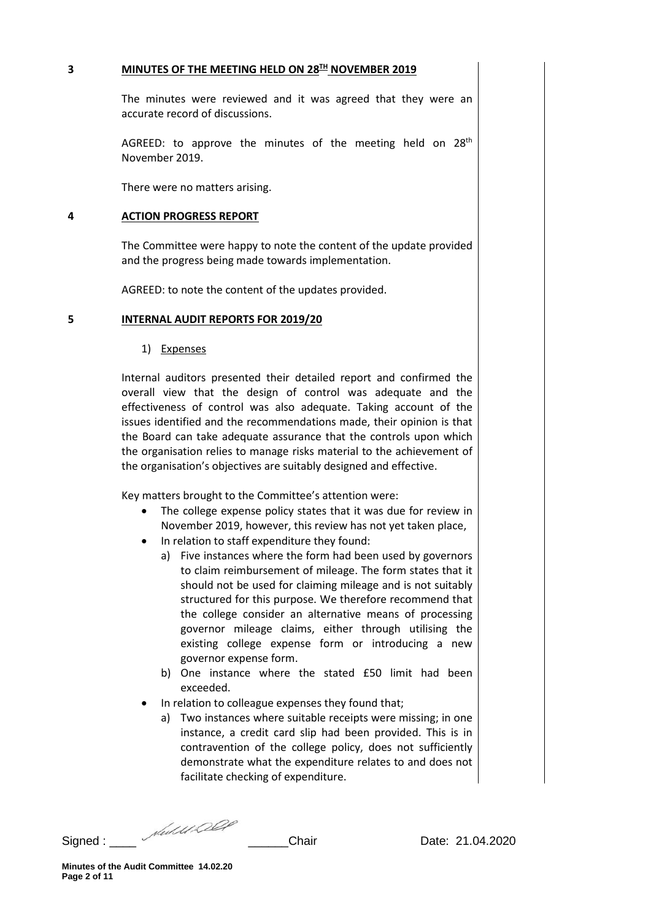**3 MINUTES OF THE MEETING HELD ON 28TH NOVEMBER 2019**

The minutes were reviewed and it was agreed that they were an accurate record of discussions.

AGREED: to approve the minutes of the meeting held on 28th November 2019.

There were no matters arising.

**4 ACTION PROGRESS REPORT**

The Committee were happy to note the content of the update provided and the progress being made towards implementation.

AGREED: to note the content of the updates provided.

**5 INTERNAL AUDIT REPORTS FOR 2019/20**

1) Expenses

Internal auditors presented their detailed report and confirmed the overall view that the design of control was adequate and the effectiveness of control was also adequate. Taking account of the issues identified and the recommendations made, their opinion is that the Board can take adequate assurance that the controls upon which the organisation relies to manage risks material to the achievement of the organisation's objectives are suitably designed and effective.

Key matters brought to the Committee's attention were:

- The college expense policy states that it was due for review in November 2019, however, this review has not yet taken place,
- In relation to staff expenditure they found:
  a) Five instances where the form had been used by governors to claim reimbursement of mileage. The form states that it should not be used for claiming mileage and is not suitably structured for this purpose. We therefore recommend that the college consider an alternative means of processing governor mileage claims, either through utilising the existing college expense form or introducing a new governor expense form.
  b) One instance where the stated £50 limit had been exceeded.
- In relation to colleague expenses they found that;
  a) Two instances where suitable receipts were missing; in one instance, a credit card slip had been provided. This is in contravention of the college policy, does not sufficiently demonstrate what the expenditure relates to and does not facilitate checking of expenditure.

Signed : \_\_\_\_ \_\_\_\_\_\_Chair Date: 21.04.2020

**Minutes of the Audit Committee 14.02.20**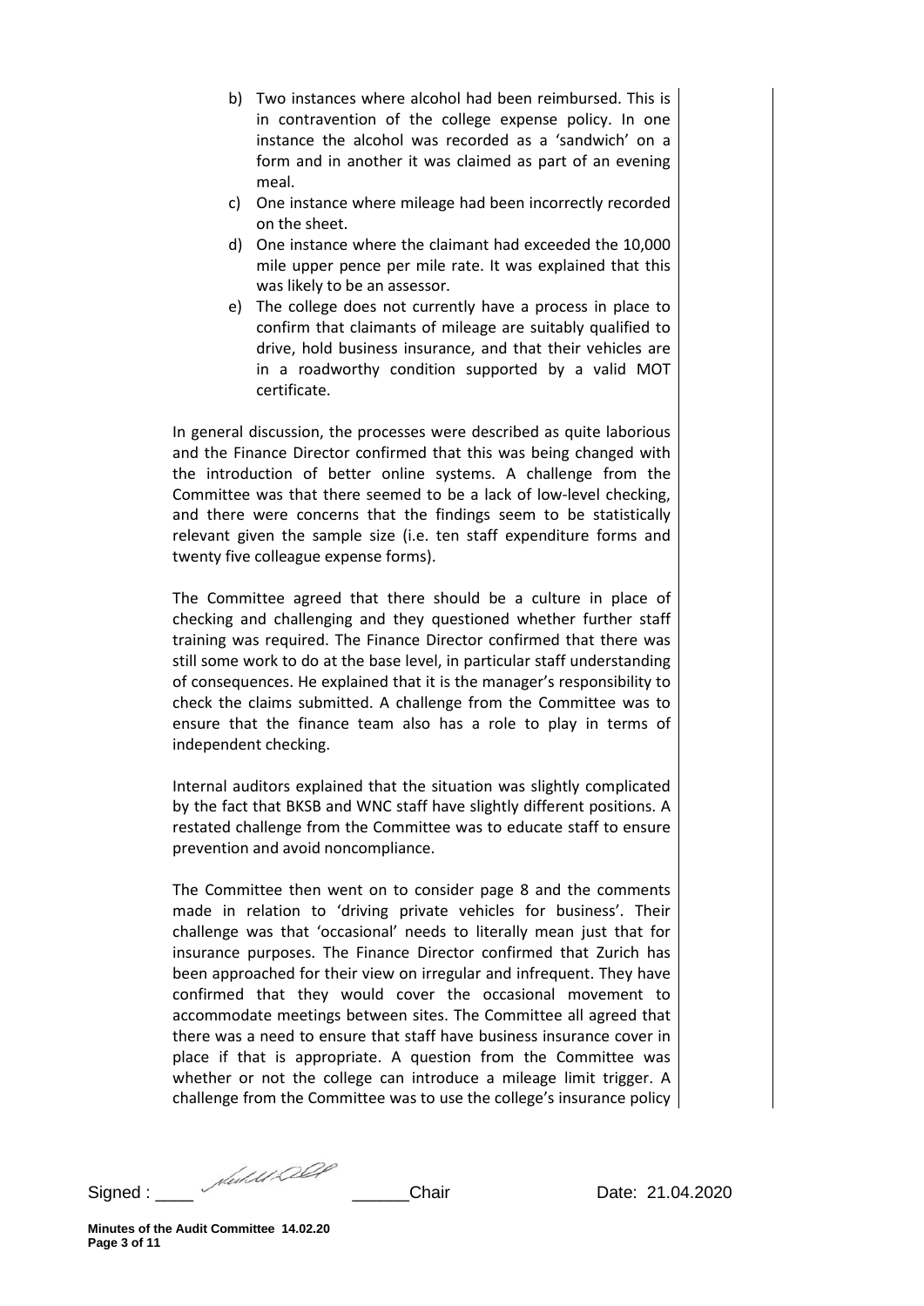b) Two instances where alcohol had been reimbursed. This is in contravention of the college expense policy. In one instance the alcohol was recorded as a 'sandwich' on a form and in another it was claimed as part of an evening meal.
c) One instance where mileage had been incorrectly recorded on the sheet.
d) One instance where the claimant had exceeded the 10,000 mile upper pence per mile rate. It was explained that this was likely to be an assessor.
e) The college does not currently have a process in place to confirm that claimants of mileage are suitably qualified to drive, hold business insurance, and that their vehicles are in a roadworthy condition supported by a valid MOT certificate.

In general discussion, the processes were described as quite laborious and the Finance Director confirmed that this was being changed with the introduction of better online systems. A challenge from the Committee was that there seemed to be a lack of low-level checking, and there were concerns that the findings seem to be statistically relevant given the sample size (i.e. ten staff expenditure forms and twenty five colleague expense forms).

The Committee agreed that there should be a culture in place of checking and challenging and they questioned whether further staff training was required. The Finance Director confirmed that there was still some work to do at the base level, in particular staff understanding of consequences. He explained that it is the manager's responsibility to check the claims submitted. A challenge from the Committee was to ensure that the finance team also has a role to play in terms of independent checking.

Internal auditors explained that the situation was slightly complicated by the fact that BKSB and WNC staff have slightly different positions. A restated challenge from the Committee was to educate staff to ensure prevention and avoid noncompliance.

The Committee then went on to consider page 8 and the comments made in relation to 'driving private vehicles for business'. Their challenge was that 'occasional' needs to literally mean just that for insurance purposes. The Finance Director confirmed that Zurich has been approached for their view on irregular and infrequent. They have confirmed that they would cover the occasional movement to accommodate meetings between sites. The Committee all agreed that there was a need to ensure that staff have business insurance cover in place if that is appropriate. A question from the Committee was whether or not the college can introduce a mileage limit trigger. A challenge from the Committee was to use the college's insurance policy

Signed : ____ ______Chair Date: 21.04.2020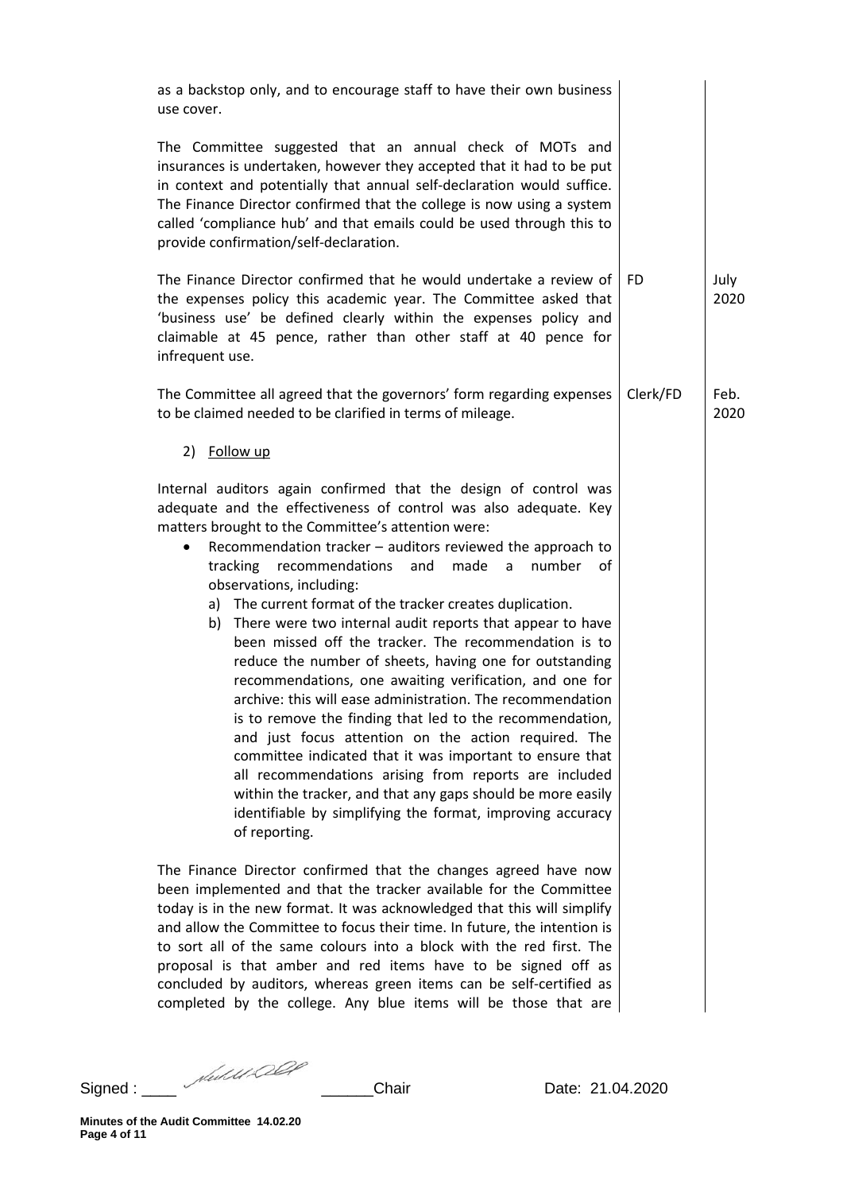| | | |
|---|---|---|
| as a backstop only, and to encourage staff to have their own business use cover. | | |
| The Committee suggested that an annual check of MOTs and insurances is undertaken, however they accepted that it had to be put in context and potentially that annual self-declaration would suffice. The Finance Director confirmed that the college is now using a system called 'compliance hub' and that emails could be used through this to provide confirmation/self-declaration. | | |
| The Finance Director confirmed that he would undertake a review of the expenses policy this academic year. The Committee asked that 'business use' be defined clearly within the expenses policy and claimable at 45 pence, rather than other staff at 40 pence for infrequent use. | FD | July 2020 |
| The Committee all agreed that the governors' form regarding expenses to be claimed needed to be clarified in terms of mileage. | Clerk/FD | Feb. 2020 |

2) Follow up

Internal auditors again confirmed that the design of control was adequate and the effectiveness of control was also adequate. Key matters brought to the Committee's attention were:

- Recommendation tracker – auditors reviewed the approach to tracking recommendations and made a number of observations, including:
  a) The current format of the tracker creates duplication.
  b) There were two internal audit reports that appear to have been missed off the tracker. The recommendation is to reduce the number of sheets, having one for outstanding recommendations, one awaiting verification, and one for archive: this will ease administration. The recommendation is to remove the finding that led to the recommendation, and just focus attention on the action required. The committee indicated that it was important to ensure that all recommendations arising from reports are included within the tracker, and that any gaps should be more easily identifiable by simplifying the format, improving accuracy of reporting.

The Finance Director confirmed that the changes agreed have now been implemented and that the tracker available for the Committee today is in the new format. It was acknowledged that this will simplify and allow the Committee to focus their time. In future, the intention is to sort all of the same colours into a block with the red first. The proposal is that amber and red items have to be signed off as concluded by auditors, whereas green items can be self-certified as completed by the college. Any blue items will be those that are

Signed : ____ [signature] ______Chair Date: 21.04.2020

**Minutes of the Audit Committee 14.02.20**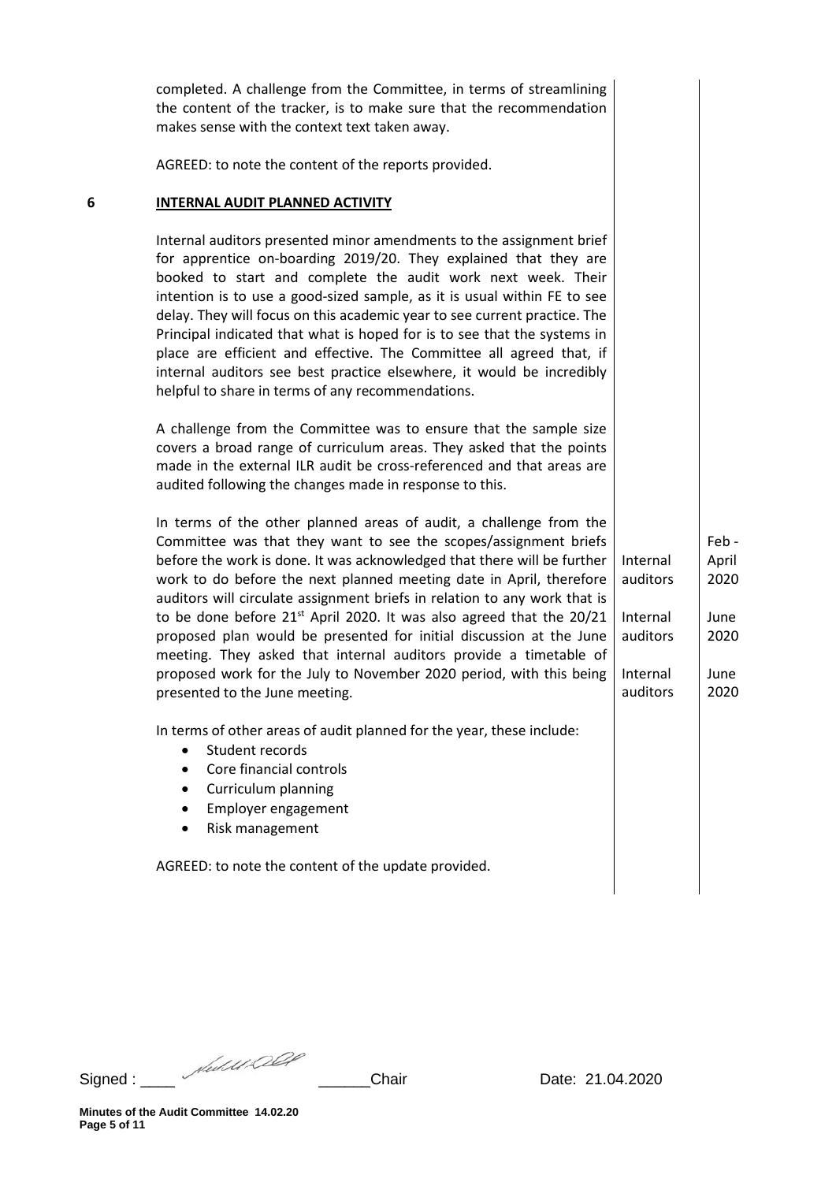completed. A challenge from the Committee, in terms of streamlining the content of the tracker, is to make sure that the recommendation makes sense with the context text taken away.

AGREED: to note the content of the reports provided.

## 6 INTERNAL AUDIT PLANNED ACTIVITY

Internal auditors presented minor amendments to the assignment brief for apprentice on-boarding 2019/20. They explained that they are booked to start and complete the audit work next week. Their intention is to use a good-sized sample, as it is usual within FE to see delay. They will focus on this academic year to see current practice. The Principal indicated that what is hoped for is to see that the systems in place are efficient and effective. The Committee all agreed that, if internal auditors see best practice elsewhere, it would be incredibly helpful to share in terms of any recommendations.

A challenge from the Committee was to ensure that the sample size covers a broad range of curriculum areas. They asked that the points made in the external ILR audit be cross-referenced and that areas are audited following the changes made in response to this.

| | | |
|---|---|---|
| In terms of the other planned areas of audit, a challenge from the Committee was that they want to see the scopes/assignment briefs before the work is done. It was acknowledged that there will be further work to do before the next planned meeting date in April, therefore auditors will circulate assignment briefs in relation to any work that is to be done before 21st April 2020. | Internal auditors | Feb - April 2020 |
| It was also agreed that the 20/21 proposed plan would be presented for initial discussion at the June meeting. | Internal auditors | June 2020 |
| They asked that internal auditors provide a timetable of proposed work for the July to November 2020 period, with this being presented to the June meeting. | Internal auditors | June 2020 |

In terms of other areas of audit planned for the year, these include:

- Student records
- Core financial controls
- Curriculum planning
- Employer engagement
- Risk management

AGREED: to note the content of the update provided.

Signed : ____ ______Chair Date: 21.04.2020

**Minutes of the Audit Committee 14.02.20**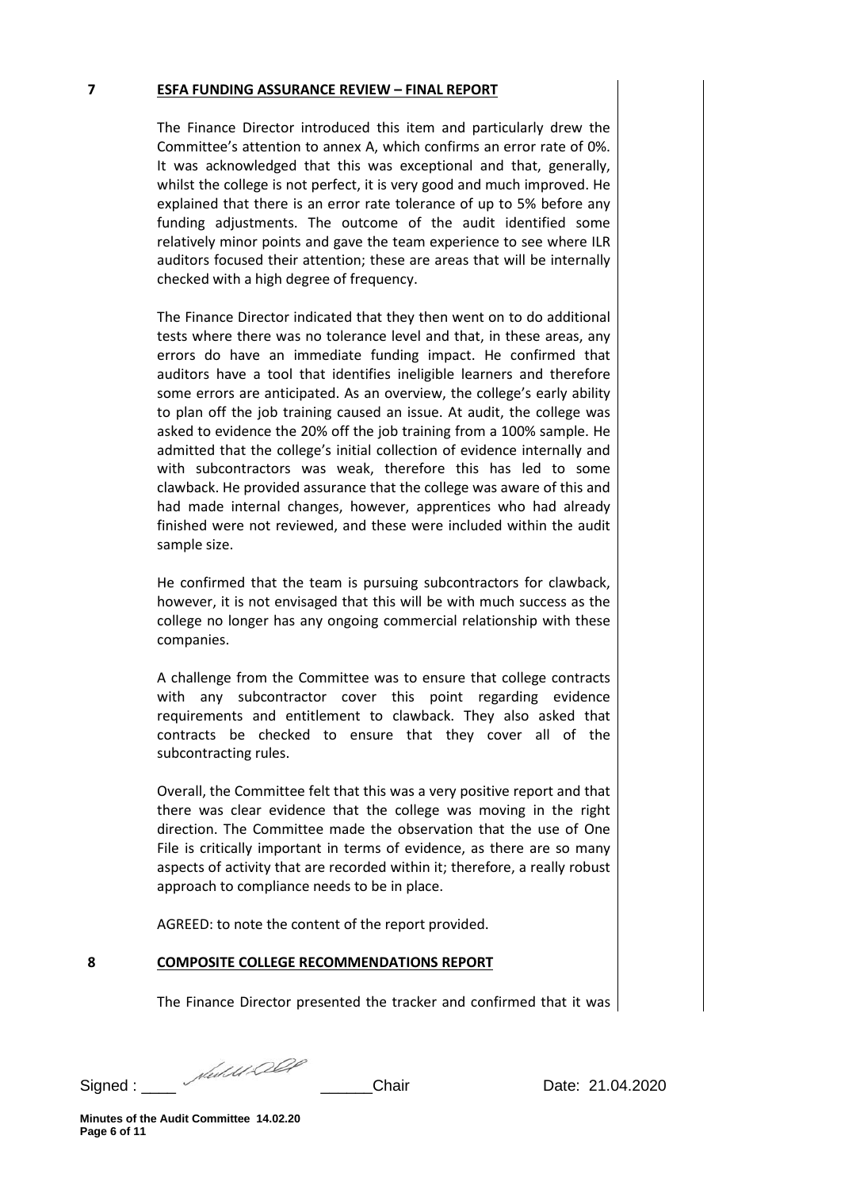## 7 ESFA FUNDING ASSURANCE REVIEW – FINAL REPORT

The Finance Director introduced this item and particularly drew the Committee's attention to annex A, which confirms an error rate of 0%. It was acknowledged that this was exceptional and that, generally, whilst the college is not perfect, it is very good and much improved. He explained that there is an error rate tolerance of up to 5% before any funding adjustments. The outcome of the audit identified some relatively minor points and gave the team experience to see where ILR auditors focused their attention; these are areas that will be internally checked with a high degree of frequency.

The Finance Director indicated that they then went on to do additional tests where there was no tolerance level and that, in these areas, any errors do have an immediate funding impact. He confirmed that auditors have a tool that identifies ineligible learners and therefore some errors are anticipated. As an overview, the college's early ability to plan off the job training caused an issue. At audit, the college was asked to evidence the 20% off the job training from a 100% sample. He admitted that the college's initial collection of evidence internally and with subcontractors was weak, therefore this has led to some clawback. He provided assurance that the college was aware of this and had made internal changes, however, apprentices who had already finished were not reviewed, and these were included within the audit sample size.

He confirmed that the team is pursuing subcontractors for clawback, however, it is not envisaged that this will be with much success as the college no longer has any ongoing commercial relationship with these companies.

A challenge from the Committee was to ensure that college contracts with any subcontractor cover this point regarding evidence requirements and entitlement to clawback. They also asked that contracts be checked to ensure that they cover all of the subcontracting rules.

Overall, the Committee felt that this was a very positive report and that there was clear evidence that the college was moving in the right direction. The Committee made the observation that the use of One File is critically important in terms of evidence, as there are so many aspects of activity that are recorded within it; therefore, a really robust approach to compliance needs to be in place.

AGREED: to note the content of the report provided.

## 8 COMPOSITE COLLEGE RECOMMENDATIONS REPORT

The Finance Director presented the tracker and confirmed that it was

Signed : ____ [signature] ______Chair Date: 21.04.2020

Minutes of the Audit Committee 14.02.20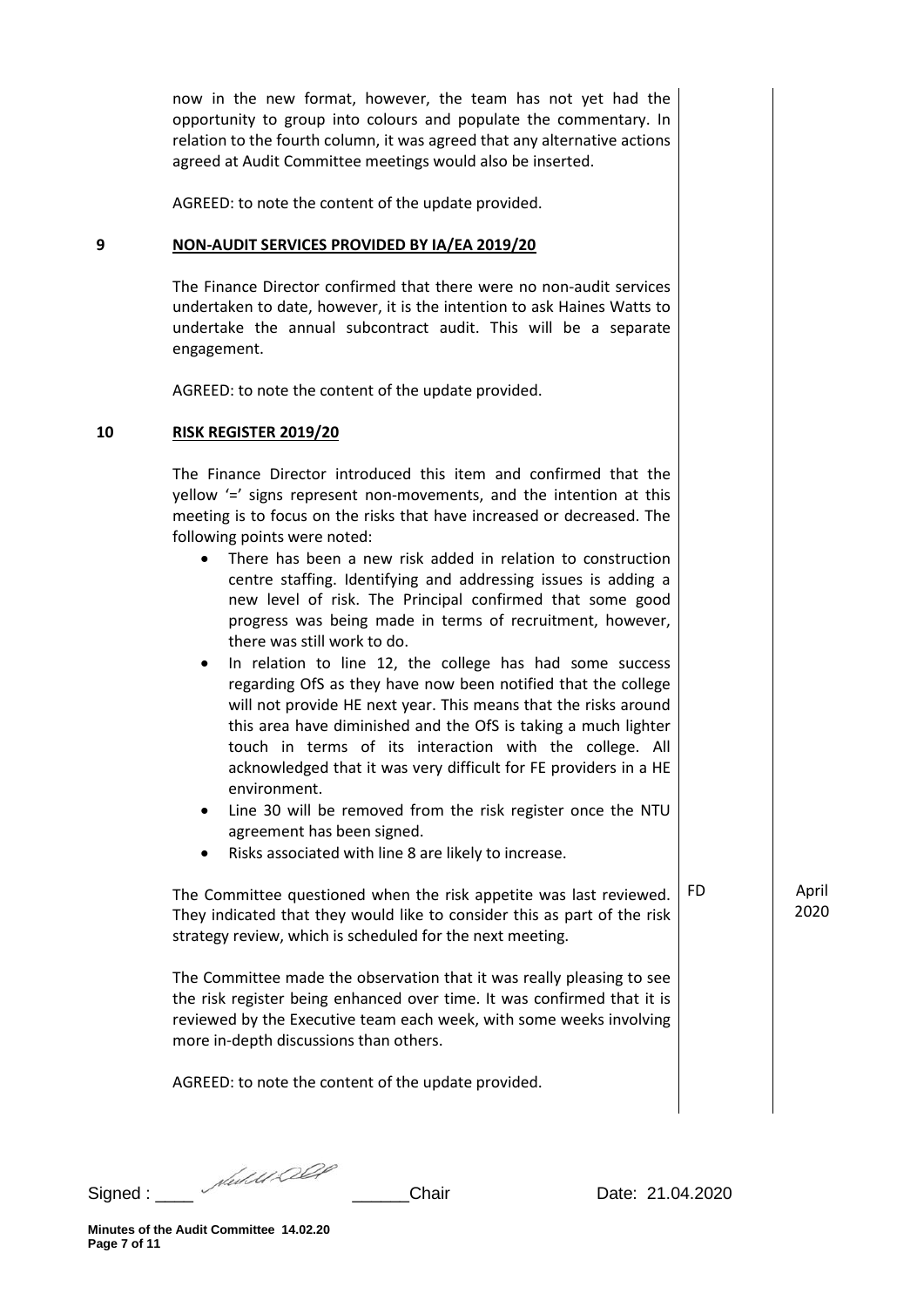now in the new format, however, the team has not yet had the opportunity to group into colours and populate the commentary. In relation to the fourth column, it was agreed that any alternative actions agreed at Audit Committee meetings would also be inserted.

AGREED: to note the content of the update provided.

## 9 NON-AUDIT SERVICES PROVIDED BY IA/EA 2019/20

The Finance Director confirmed that there were no non-audit services undertaken to date, however, it is the intention to ask Haines Watts to undertake the annual subcontract audit. This will be a separate engagement.

AGREED: to note the content of the update provided.

## 10 RISK REGISTER 2019/20

The Finance Director introduced this item and confirmed that the yellow '=' signs represent non-movements, and the intention at this meeting is to focus on the risks that have increased or decreased. The following points were noted:

- There has been a new risk added in relation to construction centre staffing. Identifying and addressing issues is adding a new level of risk. The Principal confirmed that some good progress was being made in terms of recruitment, however, there was still work to do.
- In relation to line 12, the college has had some success regarding OfS as they have now been notified that the college will not provide HE next year. This means that the risks around this area have diminished and the OfS is taking a much lighter touch in terms of its interaction with the college. All acknowledged that it was very difficult for FE providers in a HE environment.
- Line 30 will be removed from the risk register once the NTU agreement has been signed.
- Risks associated with line 8 are likely to increase.

The Committee questioned when the risk appetite was last reviewed. They indicated that they would like to consider this as part of the risk strategy review, which is scheduled for the next meeting. — FD — April 2020

The Committee made the observation that it was really pleasing to see the risk register being enhanced over time. It was confirmed that it is reviewed by the Executive team each week, with some weeks involving more in-depth discussions than others.

AGREED: to note the content of the update provided.

Signed : ____ ______Chair Date: 21.04.2020

**Minutes of the Audit Committee 14.02.20**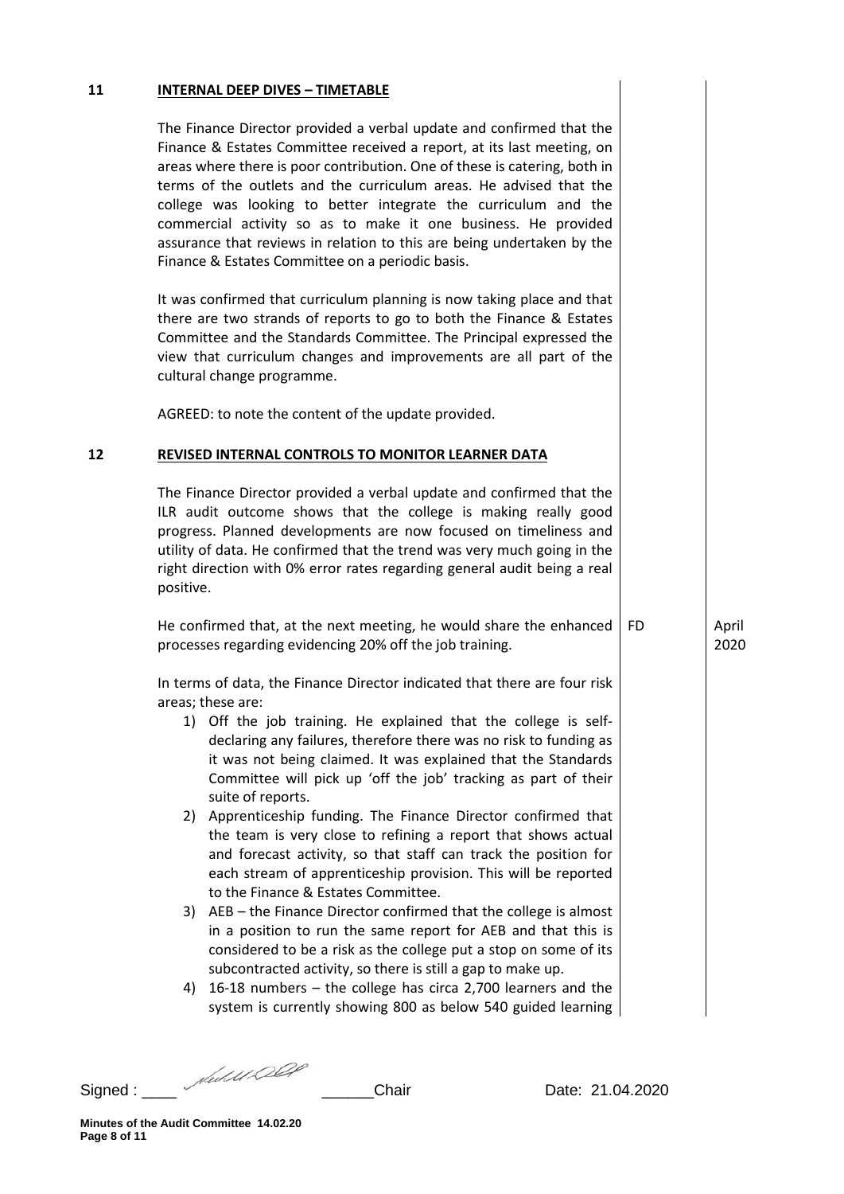## 11 INTERNAL DEEP DIVES – TIMETABLE

The Finance Director provided a verbal update and confirmed that the Finance & Estates Committee received a report, at its last meeting, on areas where there is poor contribution. One of these is catering, both in terms of the outlets and the curriculum areas. He advised that the college was looking to better integrate the curriculum and the commercial activity so as to make it one business. He provided assurance that reviews in relation to this are being undertaken by the Finance & Estates Committee on a periodic basis.

It was confirmed that curriculum planning is now taking place and that there are two strands of reports to go to both the Finance & Estates Committee and the Standards Committee. The Principal expressed the view that curriculum changes and improvements are all part of the cultural change programme.

AGREED: to note the content of the update provided.

## 12 REVISED INTERNAL CONTROLS TO MONITOR LEARNER DATA

The Finance Director provided a verbal update and confirmed that the ILR audit outcome shows that the college is making really good progress. Planned developments are now focused on timeliness and utility of data. He confirmed that the trend was very much going in the right direction with 0% error rates regarding general audit being a real positive.

| | Action | Date |
|---|---|---|
| He confirmed that, at the next meeting, he would share the enhanced processes regarding evidencing 20% off the job training. | FD | April 2020 |

In terms of data, the Finance Director indicated that there are four risk areas; these are:

1) Off the job training. He explained that the college is self-declaring any failures, therefore there was no risk to funding as it was not being claimed. It was explained that the Standards Committee will pick up 'off the job' tracking as part of their suite of reports.
2) Apprenticeship funding. The Finance Director confirmed that the team is very close to refining a report that shows actual and forecast activity, so that staff can track the position for each stream of apprenticeship provision. This will be reported to the Finance & Estates Committee.
3) AEB – the Finance Director confirmed that the college is almost in a position to run the same report for AEB and that this is considered to be a risk as the college put a stop on some of its subcontracted activity, so there is still a gap to make up.
4) 16-18 numbers – the college has circa 2,700 learners and the system is currently showing 800 as below 540 guided learning

Signed : ____ ______Chair Date: 21.04.2020

Minutes of the Audit Committee 14.02.20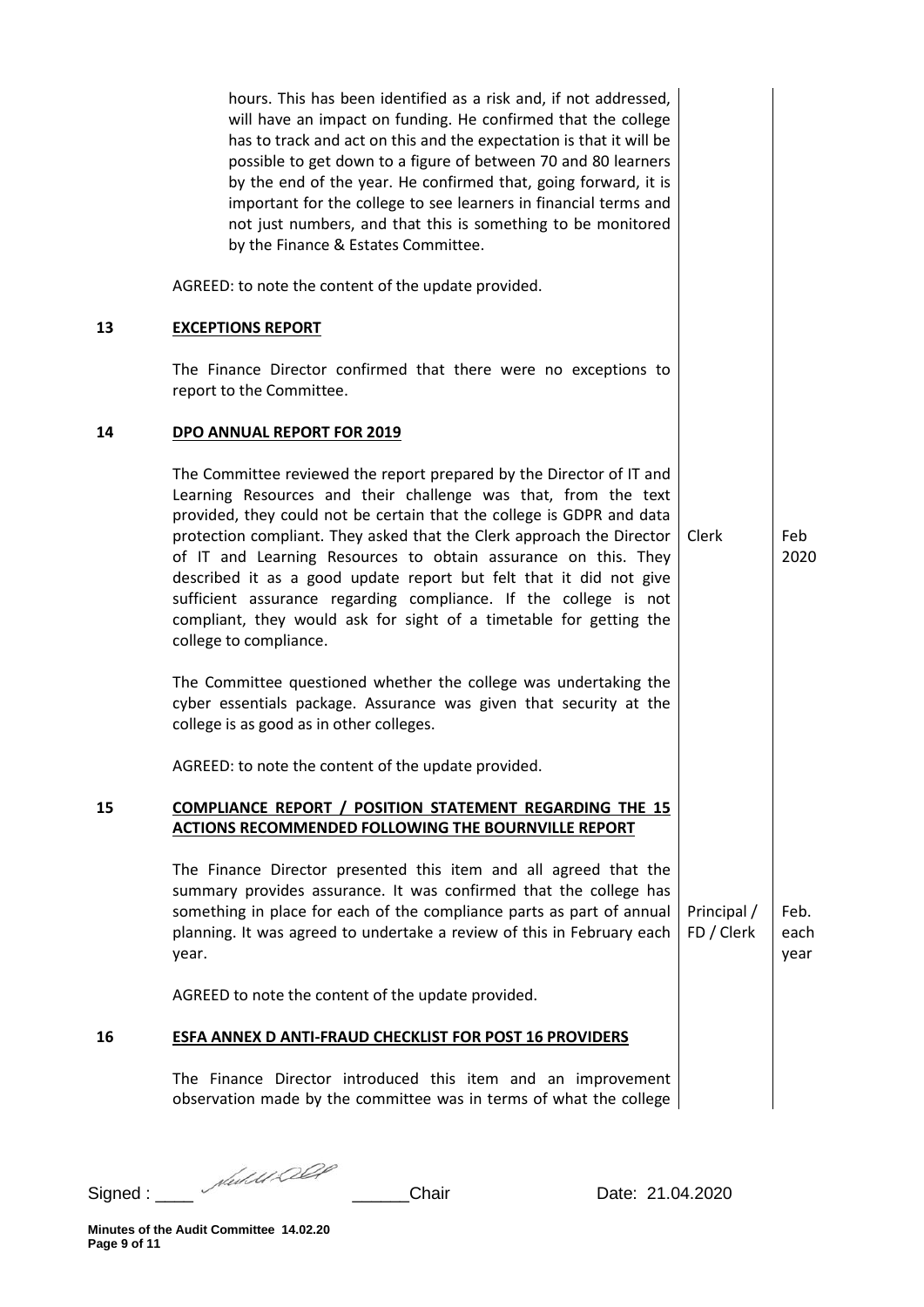| | | | |
|---|---|---|---|
| | hours. This has been identified as a risk and, if not addressed, will have an impact on funding. He confirmed that the college has to track and act on this and the expectation is that it will be possible to get down to a figure of between 70 and 80 learners by the end of the year. He confirmed that, going forward, it is important for the college to see learners in financial terms and not just numbers, and that this is something to be monitored by the Finance & Estates Committee.<br><br>AGREED: to note the content of the update provided. | | |
| **13** | **EXCEPTIONS REPORT**<br><br>The Finance Director confirmed that there were no exceptions to report to the Committee. | | |
| **14** | **DPO ANNUAL REPORT FOR 2019**<br><br>The Committee reviewed the report prepared by the Director of IT and Learning Resources and their challenge was that, from the text provided, they could not be certain that the college is GDPR and data protection compliant. They asked that the Clerk approach the Director of IT and Learning Resources to obtain assurance on this. They described it as a good update report but felt that it did not give sufficient assurance regarding compliance. If the college is not compliant, they would ask for sight of a timetable for getting the college to compliance.<br><br>The Committee questioned whether the college was undertaking the cyber essentials package. Assurance was given that security at the college is as good as in other colleges.<br><br>AGREED: to note the content of the update provided. | Clerk | Feb 2020 |
| **15** | **COMPLIANCE REPORT / POSITION STATEMENT REGARDING THE 15 ACTIONS RECOMMENDED FOLLOWING THE BOURNVILLE REPORT**<br><br>The Finance Director presented this item and all agreed that the summary provides assurance. It was confirmed that the college has something in place for each of the compliance parts as part of annual planning. It was agreed to undertake a review of this in February each year.<br><br>AGREED to note the content of the update provided. | Principal / FD / Clerk | Feb. each year |
| **16** | **ESFA ANNEX D ANTI-FRAUD CHECKLIST FOR POST 16 PROVIDERS**<br><br>The Finance Director introduced this item and an improvement observation made by the committee was in terms of what the college | | |

Signed : ____ ______Chair Date: 21.04.2020

**Minutes of the Audit Committee 14.02.20**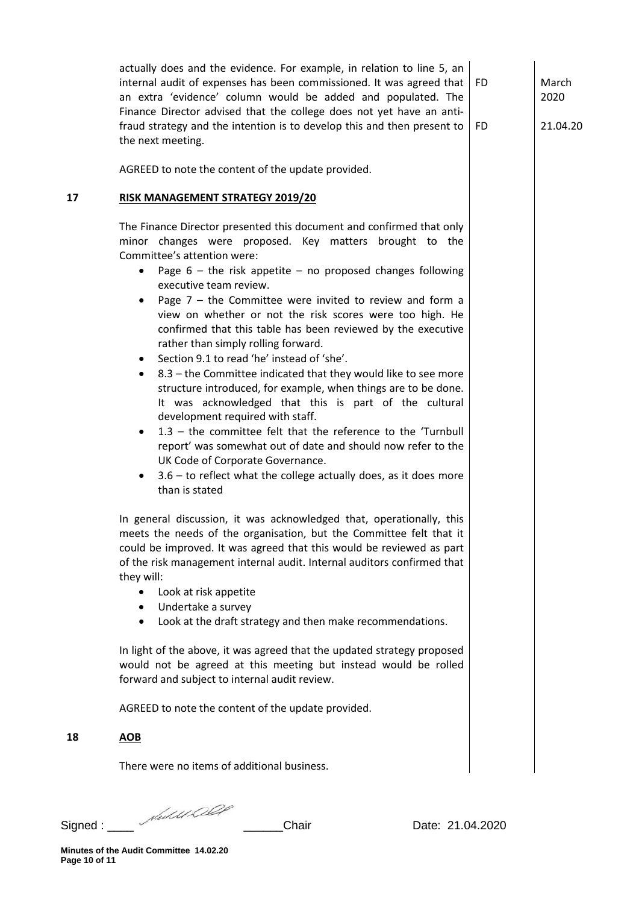| | | | |
|---|---|---|---|
| | actually does and the evidence. For example, in relation to line 5, an internal audit of expenses has been commissioned. It was agreed that an extra 'evidence' column would be added and populated. The Finance Director advised that the college does not yet have an anti-fraud strategy and the intention is to develop this and then present to the next meeting. | FD<br><br>FD | March 2020<br><br>21.04.20 |
| | AGREED to note the content of the update provided. | | |
| **17** | **RISK MANAGEMENT STRATEGY 2019/20** | | |
| | The Finance Director presented this document and confirmed that only minor changes were proposed. Key matters brought to the Committee's attention were:<br>• Page 6 – the risk appetite – no proposed changes following executive team review.<br>• Page 7 – the Committee were invited to review and form a view on whether or not the risk scores were too high. He confirmed that this table has been reviewed by the executive rather than simply rolling forward.<br>• Section 9.1 to read 'he' instead of 'she'.<br>• 8.3 – the Committee indicated that they would like to see more structure introduced, for example, when things are to be done. It was acknowledged that this is part of the cultural development required with staff.<br>• 1.3 – the committee felt that the reference to the 'Turnbull report' was somewhat out of date and should now refer to the UK Code of Corporate Governance.<br>• 3.6 – to reflect what the college actually does, as it does more than is stated | | |
| | In general discussion, it was acknowledged that, operationally, this meets the needs of the organisation, but the Committee felt that it could be improved. It was agreed that this would be reviewed as part of the risk management internal audit. Internal auditors confirmed that they will:<br>• Look at risk appetite<br>• Undertake a survey<br>• Look at the draft strategy and then make recommendations. | | |
| | In light of the above, it was agreed that the updated strategy proposed would not be agreed at this meeting but instead would be rolled forward and subject to internal audit review. | | |
| | AGREED to note the content of the update provided. | | |
| **18** | **AOB** | | |
| | There were no items of additional business. | | |

Signed : ____ [signature] ______Chair    Date: 21.04.2020

**Minutes of the Audit Committee 14.02.20**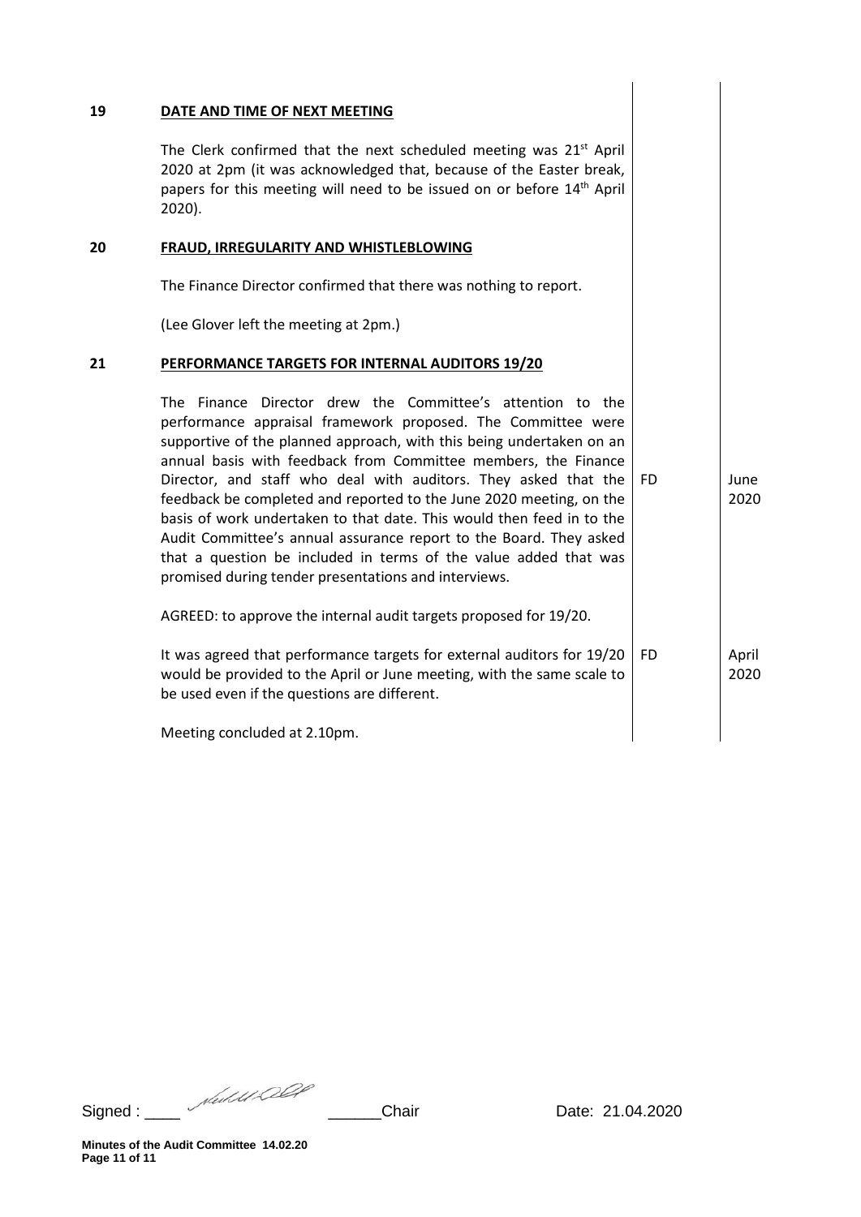| | | | |
|---|---|---|---|
| **19** | **DATE AND TIME OF NEXT MEETING** | | |
| | The Clerk confirmed that the next scheduled meeting was 21st April 2020 at 2pm (it was acknowledged that, because of the Easter break, papers for this meeting will need to be issued on or before 14th April 2020). | | |
| **20** | **FRAUD, IRREGULARITY AND WHISTLEBLOWING** | | |
| | The Finance Director confirmed that there was nothing to report. | | |
| | (Lee Glover left the meeting at 2pm.) | | |
| **21** | **PERFORMANCE TARGETS FOR INTERNAL AUDITORS 19/20** | | |
| | The Finance Director drew the Committee's attention to the performance appraisal framework proposed. The Committee were supportive of the planned approach, with this being undertaken on an annual basis with feedback from Committee members, the Finance Director, and staff who deal with auditors. They asked that the feedback be completed and reported to the June 2020 meeting, on the basis of work undertaken to that date. This would then feed in to the Audit Committee's annual assurance report to the Board. They asked that a question be included in terms of the value added that was promised during tender presentations and interviews. | FD | June 2020 |
| | AGREED: to approve the internal audit targets proposed for 19/20. | | |
| | It was agreed that performance targets for external auditors for 19/20 would be provided to the April or June meeting, with the same scale to be used even if the questions are different. | FD | April 2020 |
| | Meeting concluded at 2.10pm. | | |

Signed : ____ [signature] ______Chair Date: 21.04.2020

**Minutes of the Audit Committee 14.02.20**